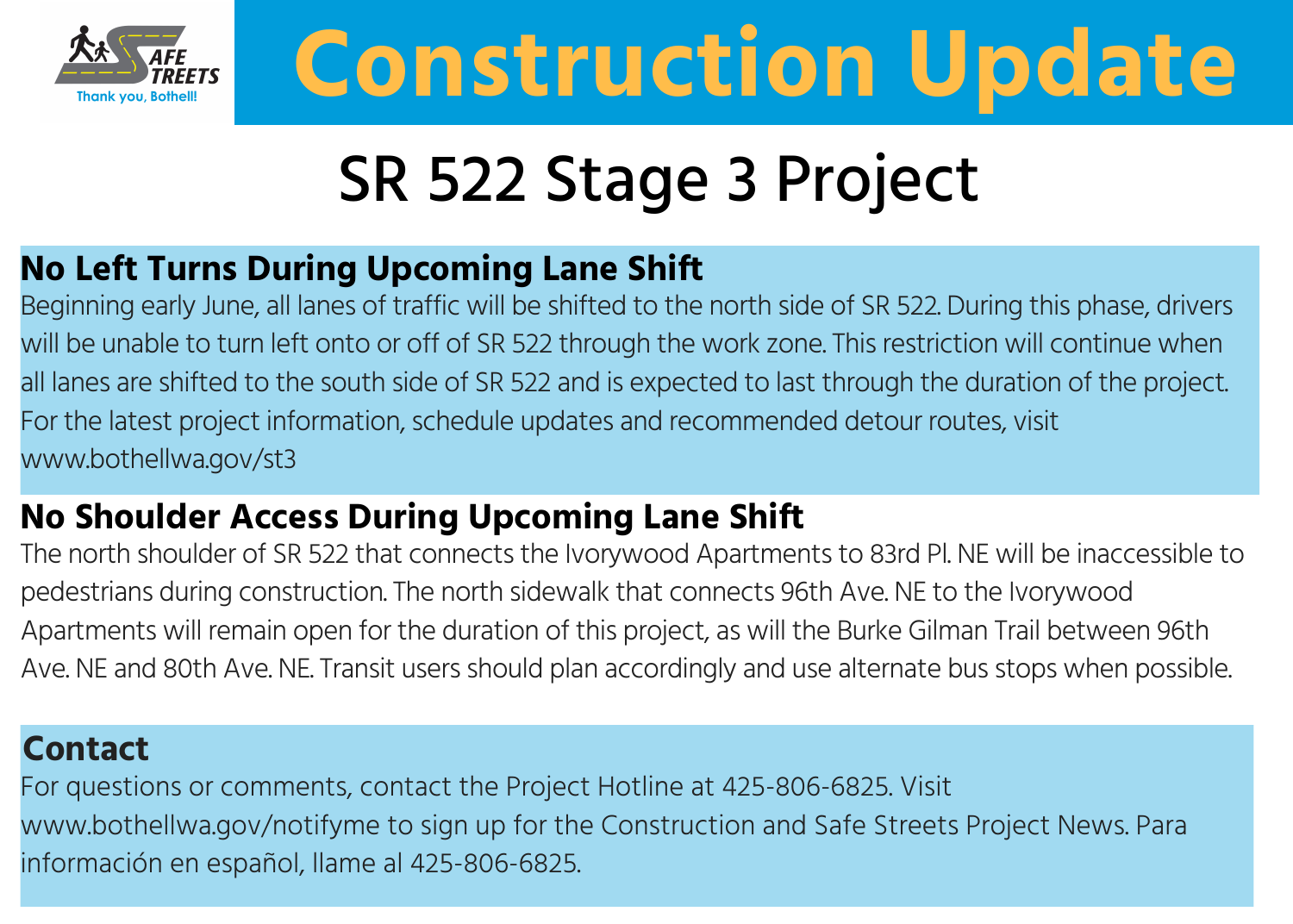SAFE STREETS

Thank you, Bothell!

# Construction Update

## SR 522 Stage 3 Project

### No Left Turns During Upcoming Lane Shift

Beginning early June, all lanes of traffic will be shifted to the north side of SR 522. During this phase, drivers will be unable to turn left onto or off of SR 522 through the work zone. This restriction will continue when all lanes are shifted to the south side of SR 522 and is expected to last through the duration of the project. For the latest project information, schedule updates and recommended detour routes, visit www.bothellwa.gov/st3

### No Shoulder Access During Upcoming Lane Shift

The north shoulder of SR 522 that connects the Ivorywood Apartments to 83rd Pl. NE will be inaccessible to pedestrians during construction. The north sidewalk that connects 96th Ave. NE to the Ivorywood Apartments will remain open for the duration of this project, as will the Burke Gilman Trail between 96th Ave. NE and 80th Ave. NE. Transit users should plan accordingly and use alternate bus stops when possible.

### Contact

For questions or comments, contact the Project Hotline at 425-806-6825. Visit www.bothellwa.gov/notifyme to sign up for the Construction and Safe Streets Project News. Para información en español, llame al 425-806-6825.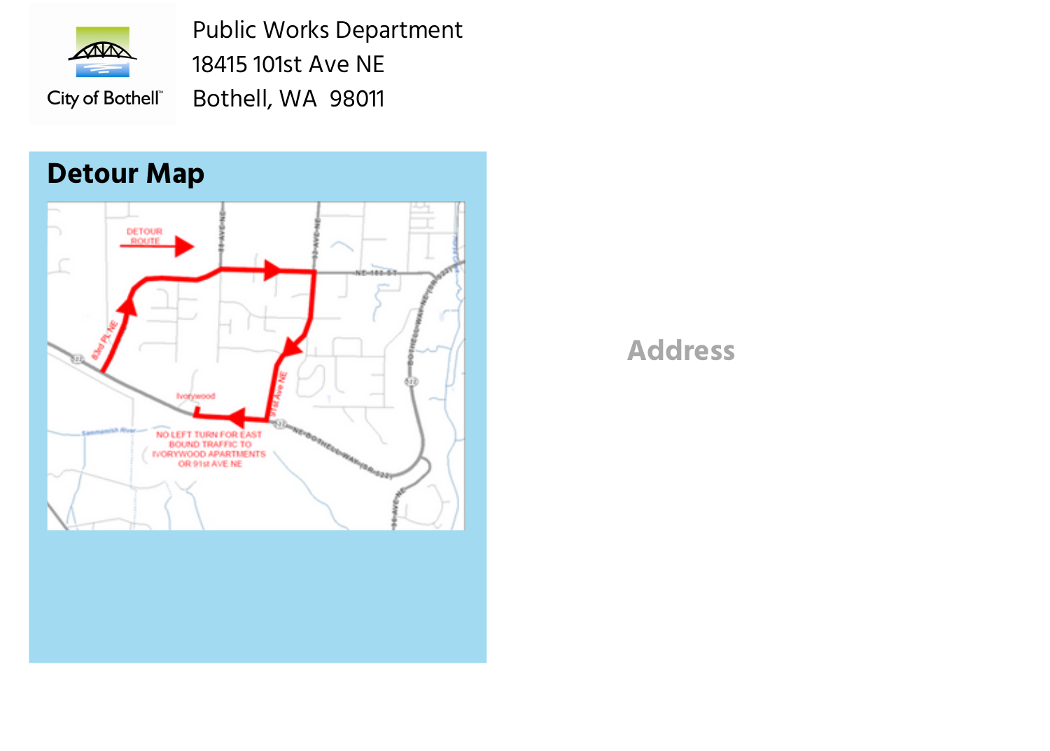City of Bothell™

Public Works Department
18415 101st Ave NE
Bothell, WA 98011

## Detour Map

DETOUR ROUTE

NO LEFT TURN FOR EAST BOUND TRAFFIC TO IVORYWOOD APARTMENTS OR 91st AVE NE

Address